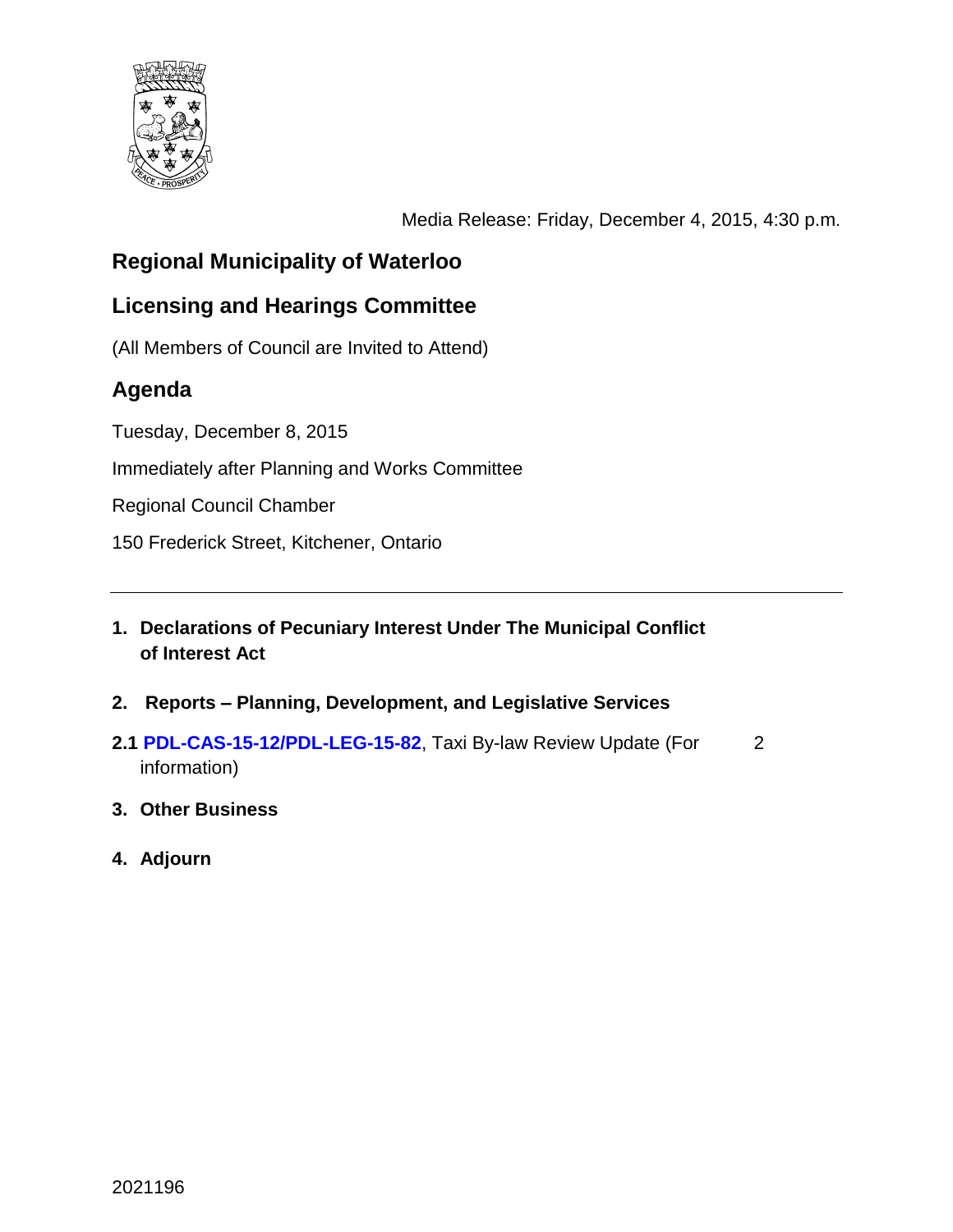Media Release: Friday, December 4, 2015, 4:30 p.m.

# Regional Municipality of Waterloo

## Licensing and Hearings Committee

(All Members of Council are Invited to Attend)

## Agenda

Tuesday, December 8, 2015

Immediately after Planning and Works Committee

Regional Council Chamber

150 Frederick Street, Kitchener, Ontario

---

**1. Declarations of Pecuniary Interest Under The Municipal Conflict of Interest Act**

**2. Reports – Planning, Development, and Legislative Services**

**2.1 PDL-CAS-15-12/PDL-LEG-15-82**, Taxi By-law Review Update (For information) 2

**3. Other Business**

**4. Adjourn**

2021196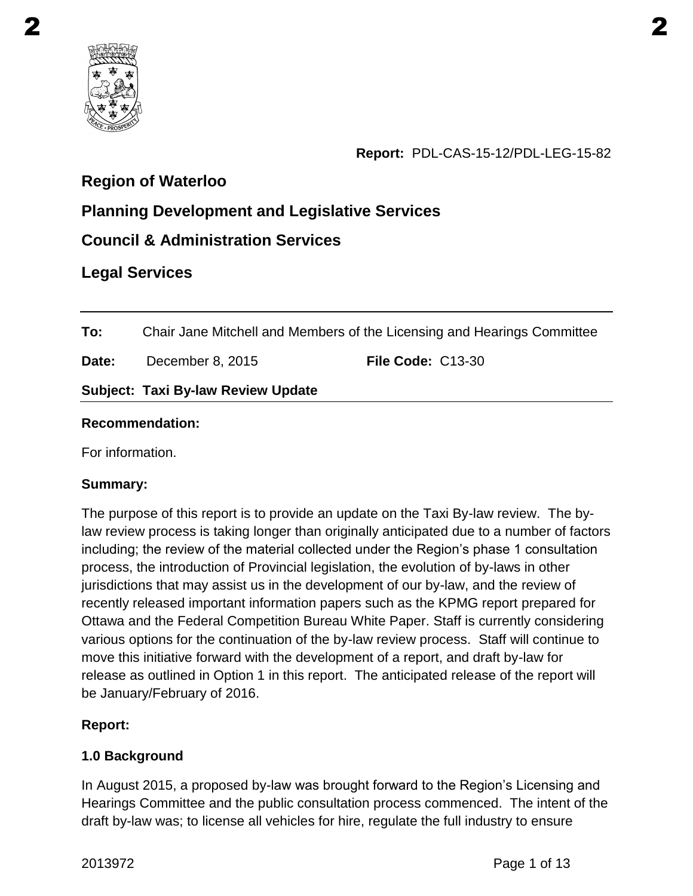Report: PDL-CAS-15-12/PDL-LEG-15-82

**Region of Waterloo**

**Planning Development and Legislative Services**

**Council & Administration Services**

**Legal Services**

---

**To:** Chair Jane Mitchell and Members of the Licensing and Hearings Committee

**Date:** December 8, 2015 **File Code:** C13-30

**Subject: Taxi By-law Review Update**

---

**Recommendation:**

For information.

**Summary:**

The purpose of this report is to provide an update on the Taxi By-law review. The by-law review process is taking longer than originally anticipated due to a number of factors including; the review of the material collected under the Region's phase 1 consultation process, the introduction of Provincial legislation, the evolution of by-laws in other jurisdictions that may assist us in the development of our by-law, and the review of recently released important information papers such as the KPMG report prepared for Ottawa and the Federal Competition Bureau White Paper. Staff is currently considering various options for the continuation of the by-law review process. Staff will continue to move this initiative forward with the development of a report, and draft by-law for release as outlined in Option 1 in this report. The anticipated release of the report will be January/February of 2016.

**Report:**

**1.0 Background**

In August 2015, a proposed by-law was brought forward to the Region's Licensing and Hearings Committee and the public consultation process commenced. The intent of the draft by-law was; to license all vehicles for hire, regulate the full industry to ensure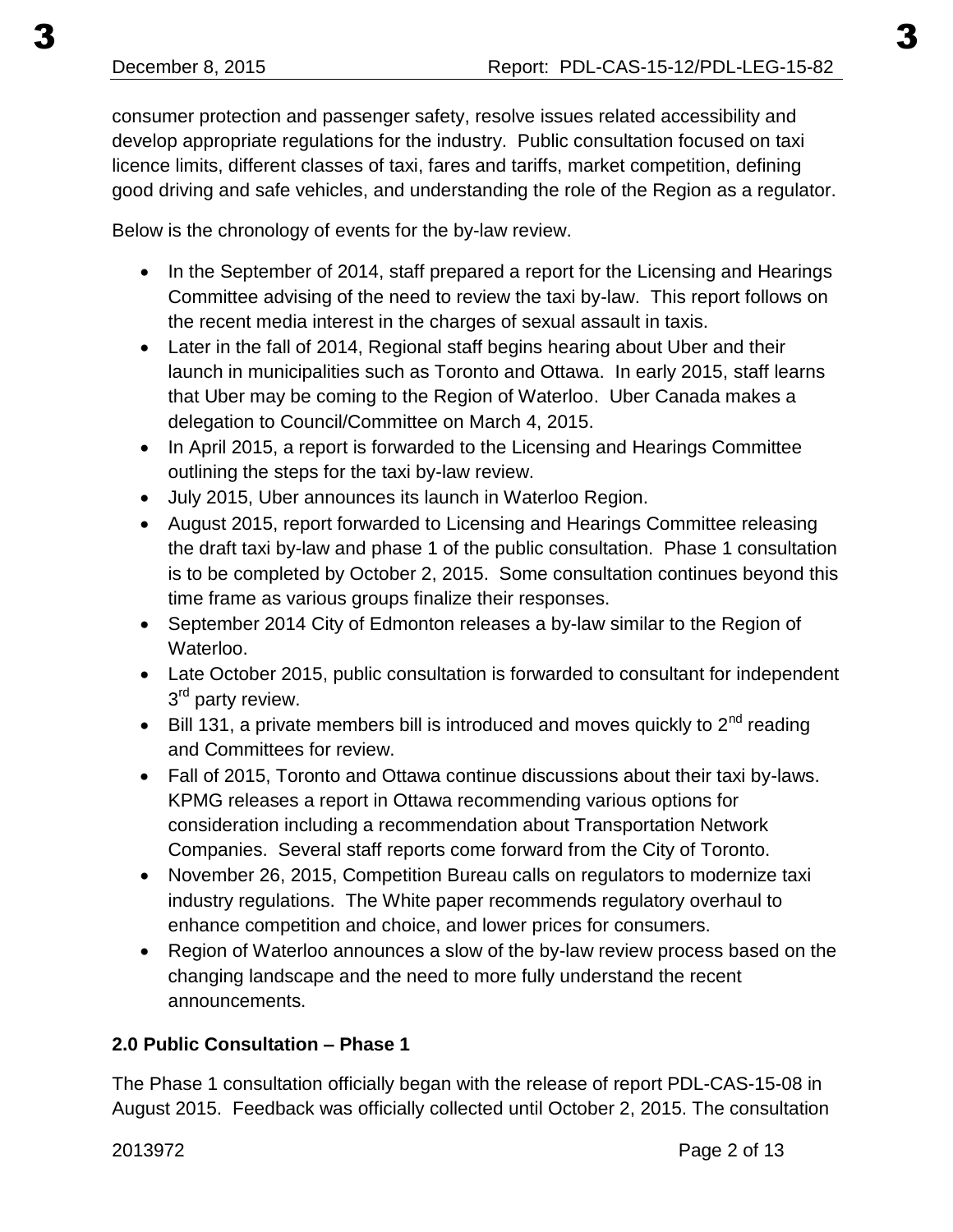consumer protection and passenger safety, resolve issues related accessibility and develop appropriate regulations for the industry. Public consultation focused on taxi licence limits, different classes of taxi, fares and tariffs, market competition, defining good driving and safe vehicles, and understanding the role of the Region as a regulator.

Below is the chronology of events for the by-law review.

- In the September of 2014, staff prepared a report for the Licensing and Hearings Committee advising of the need to review the taxi by-law. This report follows on the recent media interest in the charges of sexual assault in taxis.
- Later in the fall of 2014, Regional staff begins hearing about Uber and their launch in municipalities such as Toronto and Ottawa. In early 2015, staff learns that Uber may be coming to the Region of Waterloo. Uber Canada makes a delegation to Council/Committee on March 4, 2015.
- In April 2015, a report is forwarded to the Licensing and Hearings Committee outlining the steps for the taxi by-law review.
- July 2015, Uber announces its launch in Waterloo Region.
- August 2015, report forwarded to Licensing and Hearings Committee releasing the draft taxi by-law and phase 1 of the public consultation. Phase 1 consultation is to be completed by October 2, 2015. Some consultation continues beyond this time frame as various groups finalize their responses.
- September 2014 City of Edmonton releases a by-law similar to the Region of Waterloo.
- Late October 2015, public consultation is forwarded to consultant for independent 3rd party review.
- Bill 131, a private members bill is introduced and moves quickly to 2nd reading and Committees for review.
- Fall of 2015, Toronto and Ottawa continue discussions about their taxi by-laws. KPMG releases a report in Ottawa recommending various options for consideration including a recommendation about Transportation Network Companies. Several staff reports come forward from the City of Toronto.
- November 26, 2015, Competition Bureau calls on regulators to modernize taxi industry regulations. The White paper recommends regulatory overhaul to enhance competition and choice, and lower prices for consumers.
- Region of Waterloo announces a slow of the by-law review process based on the changing landscape and the need to more fully understand the recent announcements.

## 2.0 Public Consultation – Phase 1

The Phase 1 consultation officially began with the release of report PDL-CAS-15-08 in August 2015. Feedback was officially collected until October 2, 2015. The consultation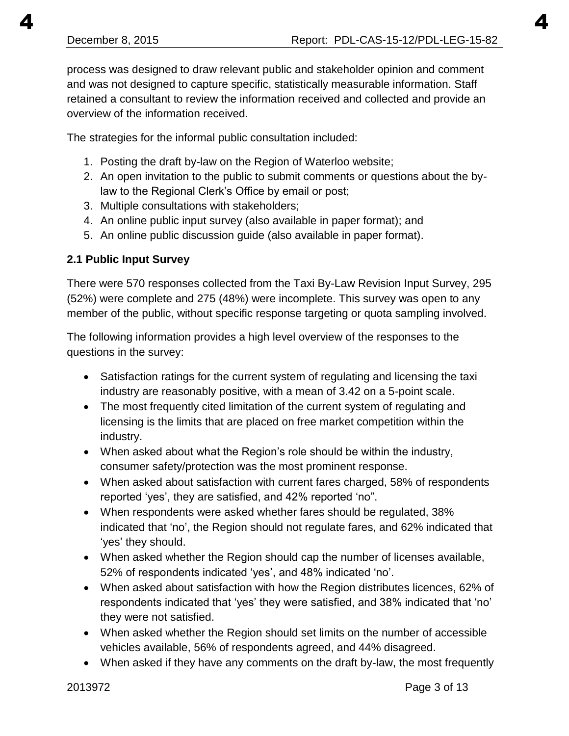process was designed to draw relevant public and stakeholder opinion and comment and was not designed to capture specific, statistically measurable information. Staff retained a consultant to review the information received and collected and provide an overview of the information received.

The strategies for the informal public consultation included:

1. Posting the draft by-law on the Region of Waterloo website;
2. An open invitation to the public to submit comments or questions about the by-law to the Regional Clerk's Office by email or post;
3. Multiple consultations with stakeholders;
4. An online public input survey (also available in paper format); and
5. An online public discussion guide (also available in paper format).

### 2.1 Public Input Survey

There were 570 responses collected from the Taxi By-Law Revision Input Survey, 295 (52%) were complete and 275 (48%) were incomplete. This survey was open to any member of the public, without specific response targeting or quota sampling involved.

The following information provides a high level overview of the responses to the questions in the survey:

- Satisfaction ratings for the current system of regulating and licensing the taxi industry are reasonably positive, with a mean of 3.42 on a 5-point scale.
- The most frequently cited limitation of the current system of regulating and licensing is the limits that are placed on free market competition within the industry.
- When asked about what the Region's role should be within the industry, consumer safety/protection was the most prominent response.
- When asked about satisfaction with current fares charged, 58% of respondents reported 'yes', they are satisfied, and 42% reported 'no".
- When respondents were asked whether fares should be regulated, 38% indicated that 'no', the Region should not regulate fares, and 62% indicated that 'yes' they should.
- When asked whether the Region should cap the number of licenses available, 52% of respondents indicated 'yes', and 48% indicated 'no'.
- When asked about satisfaction with how the Region distributes licences, 62% of respondents indicated that 'yes' they were satisfied, and 38% indicated that 'no' they were not satisfied.
- When asked whether the Region should set limits on the number of accessible vehicles available, 56% of respondents agreed, and 44% disagreed.
- When asked if they have any comments on the draft by-law, the most frequently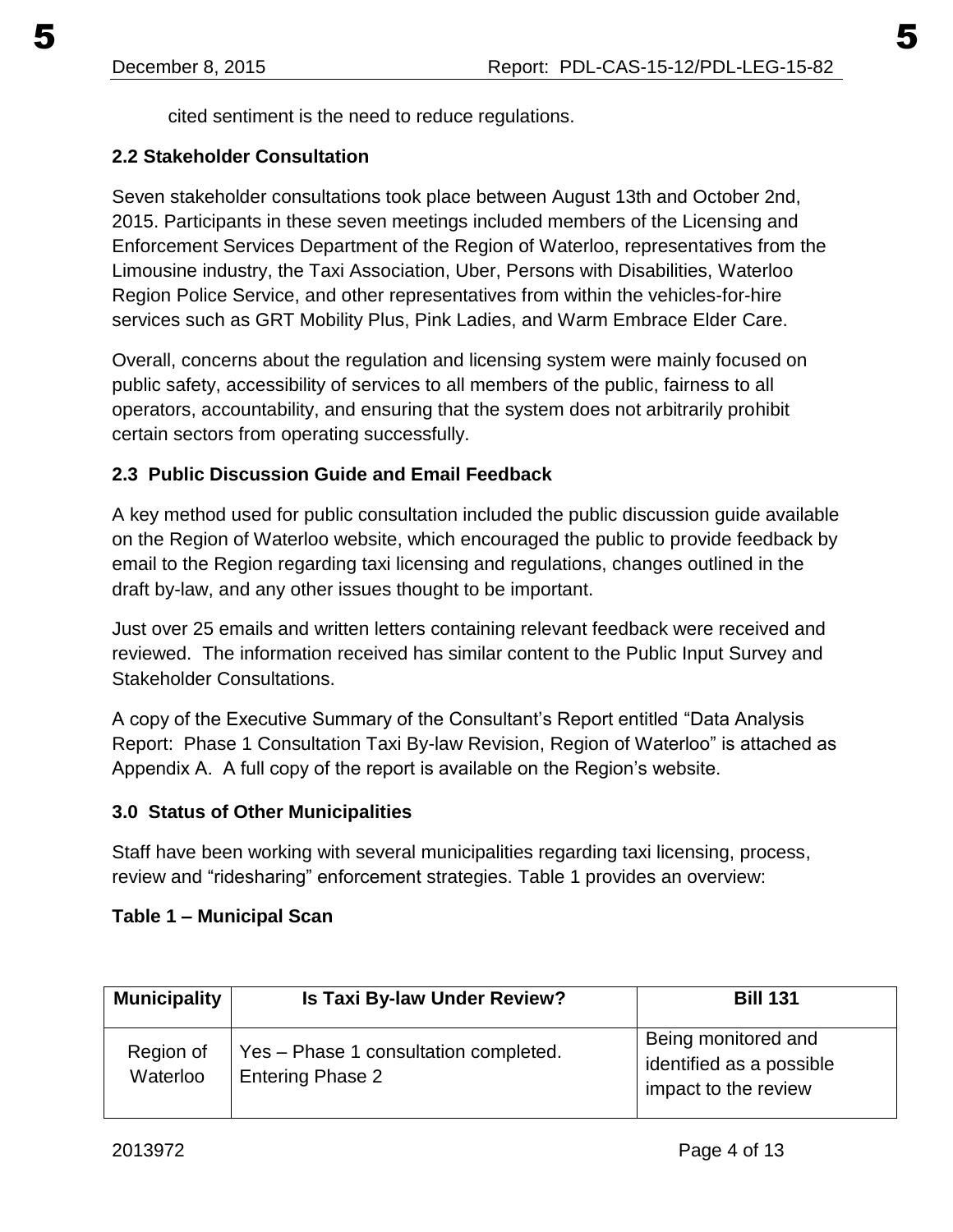cited sentiment is the need to reduce regulations.

### 2.2 Stakeholder Consultation

Seven stakeholder consultations took place between August 13th and October 2nd, 2015. Participants in these seven meetings included members of the Licensing and Enforcement Services Department of the Region of Waterloo, representatives from the Limousine industry, the Taxi Association, Uber, Persons with Disabilities, Waterloo Region Police Service, and other representatives from within the vehicles-for-hire services such as GRT Mobility Plus, Pink Ladies, and Warm Embrace Elder Care.

Overall, concerns about the regulation and licensing system were mainly focused on public safety, accessibility of services to all members of the public, fairness to all operators, accountability, and ensuring that the system does not arbitrarily prohibit certain sectors from operating successfully.

### 2.3 Public Discussion Guide and Email Feedback

A key method used for public consultation included the public discussion guide available on the Region of Waterloo website, which encouraged the public to provide feedback by email to the Region regarding taxi licensing and regulations, changes outlined in the draft by-law, and any other issues thought to be important.

Just over 25 emails and written letters containing relevant feedback were received and reviewed. The information received has similar content to the Public Input Survey and Stakeholder Consultations.

A copy of the Executive Summary of the Consultant's Report entitled "Data Analysis Report: Phase 1 Consultation Taxi By-law Revision, Region of Waterloo" is attached as Appendix A. A full copy of the report is available on the Region's website.

## 3.0 Status of Other Municipalities

Staff have been working with several municipalities regarding taxi licensing, process, review and "ridesharing" enforcement strategies. Table 1 provides an overview:

**Table 1 – Municipal Scan**

| Municipality | Is Taxi By-law Under Review? | Bill 131 |
|---|---|---|
| Region of Waterloo | Yes – Phase 1 consultation completed. Entering Phase 2 | Being monitored and identified as a possible impact to the review |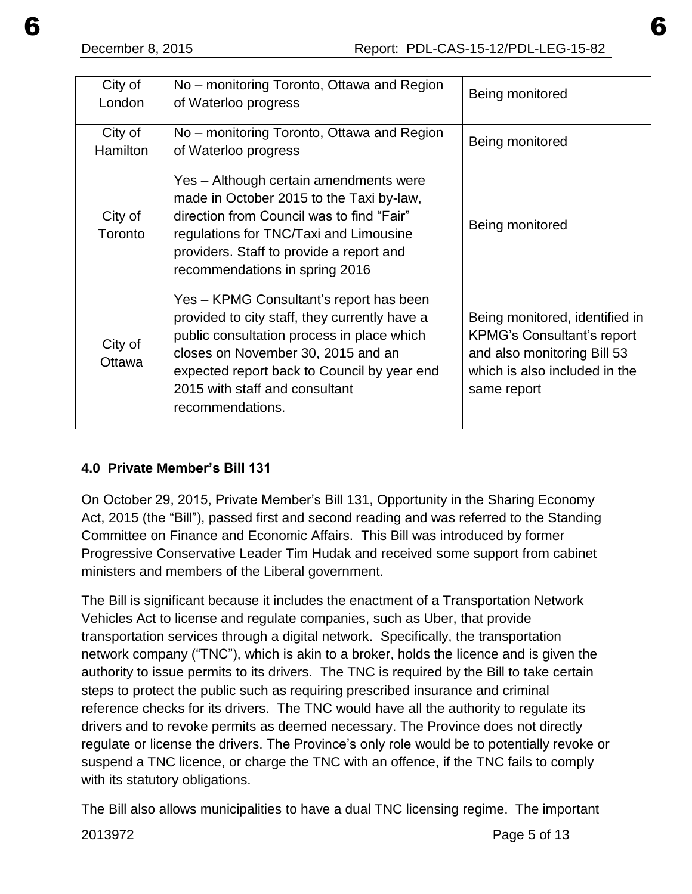| City of London | No – monitoring Toronto, Ottawa and Region of Waterloo progress | Being monitored |
|---|---|---|
| City of Hamilton | No – monitoring Toronto, Ottawa and Region of Waterloo progress | Being monitored |
| City of Toronto | Yes – Although certain amendments were made in October 2015 to the Taxi by-law, direction from Council was to find "Fair" regulations for TNC/Taxi and Limousine providers. Staff to provide a report and recommendations in spring 2016 | Being monitored |
| City of Ottawa | Yes – KPMG Consultant's report has been provided to city staff, they currently have a public consultation process in place which closes on November 30, 2015 and an expected report back to Council by year end 2015 with staff and consultant recommendations. | Being monitored, identified in KPMG's Consultant's report and also monitoring Bill 53 which is also included in the same report |

#### 4.0 Private Member's Bill 131

On October 29, 2015, Private Member's Bill 131, Opportunity in the Sharing Economy Act, 2015 (the "Bill"), passed first and second reading and was referred to the Standing Committee on Finance and Economic Affairs. This Bill was introduced by former Progressive Conservative Leader Tim Hudak and received some support from cabinet ministers and members of the Liberal government.

The Bill is significant because it includes the enactment of a Transportation Network Vehicles Act to license and regulate companies, such as Uber, that provide transportation services through a digital network. Specifically, the transportation network company ("TNC"), which is akin to a broker, holds the licence and is given the authority to issue permits to its drivers. The TNC is required by the Bill to take certain steps to protect the public such as requiring prescribed insurance and criminal reference checks for its drivers. The TNC would have all the authority to regulate its drivers and to revoke permits as deemed necessary. The Province does not directly regulate or license the drivers. The Province's only role would be to potentially revoke or suspend a TNC licence, or charge the TNC with an offence, if the TNC fails to comply with its statutory obligations.

The Bill also allows municipalities to have a dual TNC licensing regime. The important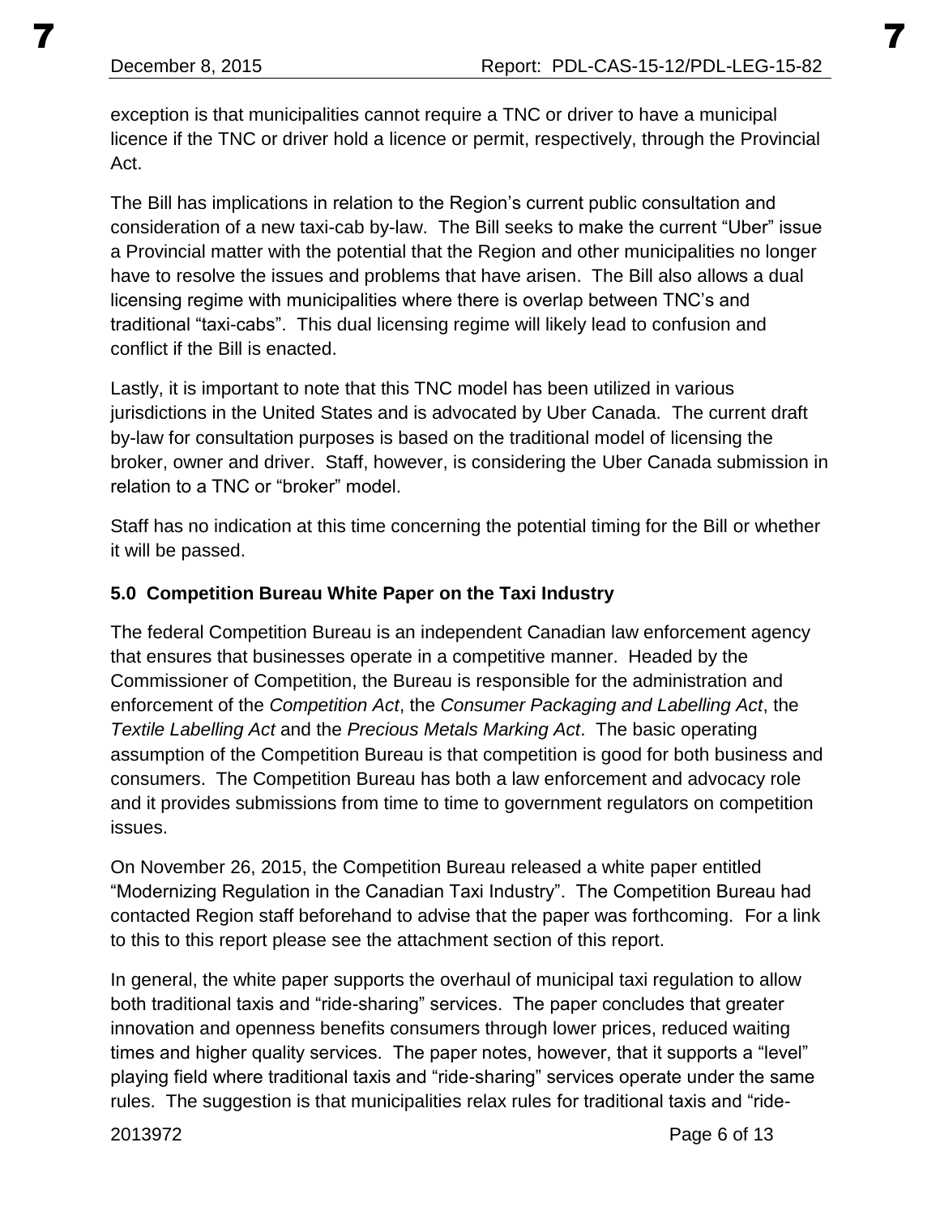exception is that municipalities cannot require a TNC or driver to have a municipal licence if the TNC or driver hold a licence or permit, respectively, through the Provincial Act.

The Bill has implications in relation to the Region's current public consultation and consideration of a new taxi-cab by-law. The Bill seeks to make the current "Uber" issue a Provincial matter with the potential that the Region and other municipalities no longer have to resolve the issues and problems that have arisen. The Bill also allows a dual licensing regime with municipalities where there is overlap between TNC's and traditional "taxi-cabs". This dual licensing regime will likely lead to confusion and conflict if the Bill is enacted.

Lastly, it is important to note that this TNC model has been utilized in various jurisdictions in the United States and is advocated by Uber Canada. The current draft by-law for consultation purposes is based on the traditional model of licensing the broker, owner and driver. Staff, however, is considering the Uber Canada submission in relation to a TNC or "broker" model.

Staff has no indication at this time concerning the potential timing for the Bill or whether it will be passed.

## 5.0 Competition Bureau White Paper on the Taxi Industry

The federal Competition Bureau is an independent Canadian law enforcement agency that ensures that businesses operate in a competitive manner. Headed by the Commissioner of Competition, the Bureau is responsible for the administration and enforcement of the *Competition Act*, the *Consumer Packaging and Labelling Act*, the *Textile Labelling Act* and the *Precious Metals Marking Act*. The basic operating assumption of the Competition Bureau is that competition is good for both business and consumers. The Competition Bureau has both a law enforcement and advocacy role and it provides submissions from time to time to government regulators on competition issues.

On November 26, 2015, the Competition Bureau released a white paper entitled "Modernizing Regulation in the Canadian Taxi Industry". The Competition Bureau had contacted Region staff beforehand to advise that the paper was forthcoming. For a link to this to this report please see the attachment section of this report.

In general, the white paper supports the overhaul of municipal taxi regulation to allow both traditional taxis and "ride-sharing" services. The paper concludes that greater innovation and openness benefits consumers through lower prices, reduced waiting times and higher quality services. The paper notes, however, that it supports a "level" playing field where traditional taxis and "ride-sharing" services operate under the same rules. The suggestion is that municipalities relax rules for traditional taxis and "ride-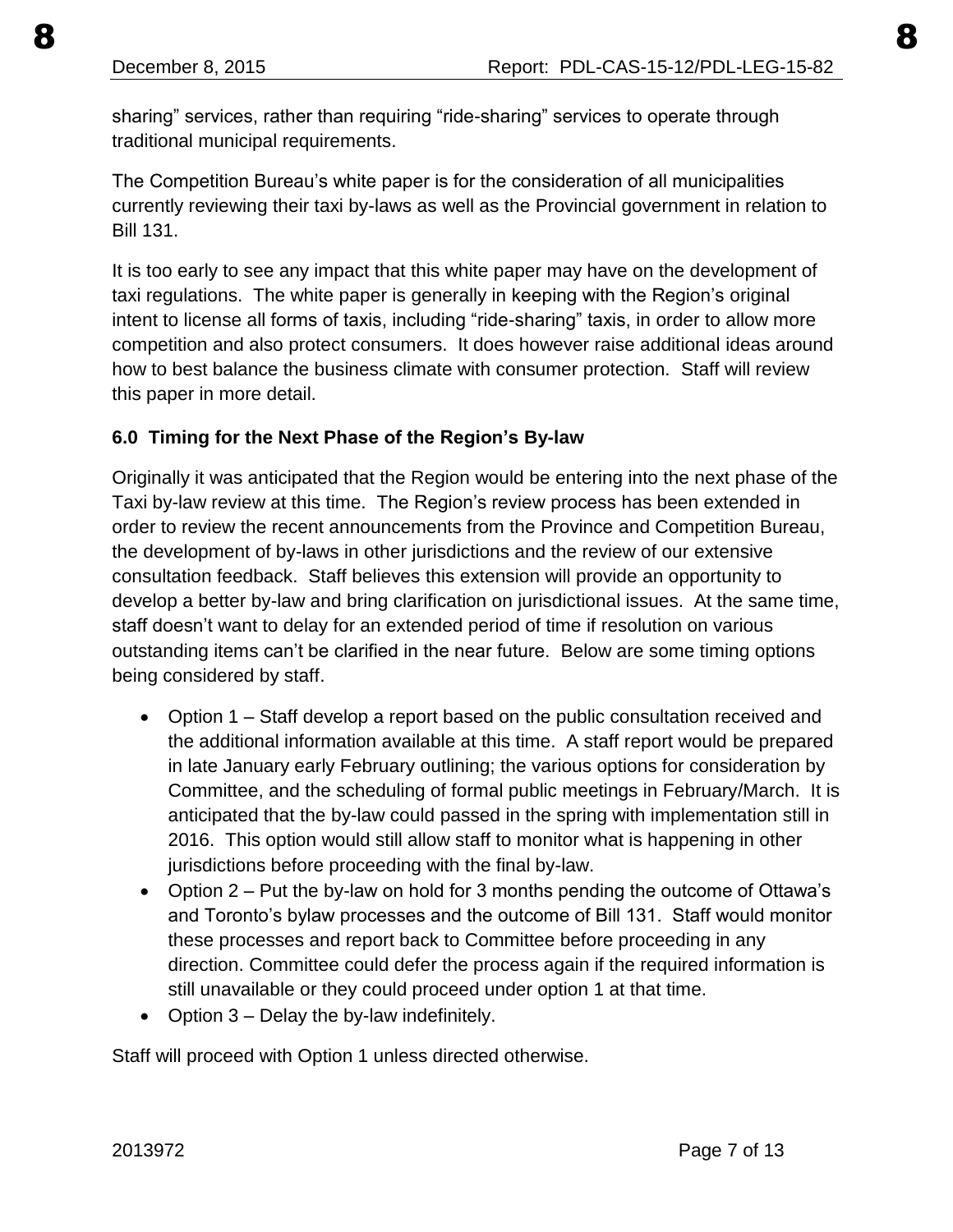sharing" services, rather than requiring "ride-sharing" services to operate through traditional municipal requirements.

The Competition Bureau's white paper is for the consideration of all municipalities currently reviewing their taxi by-laws as well as the Provincial government in relation to Bill 131.

It is too early to see any impact that this white paper may have on the development of taxi regulations. The white paper is generally in keeping with the Region's original intent to license all forms of taxis, including "ride-sharing" taxis, in order to allow more competition and also protect consumers. It does however raise additional ideas around how to best balance the business climate with consumer protection. Staff will review this paper in more detail.

### 6.0 Timing for the Next Phase of the Region's By-law

Originally it was anticipated that the Region would be entering into the next phase of the Taxi by-law review at this time. The Region's review process has been extended in order to review the recent announcements from the Province and Competition Bureau, the development of by-laws in other jurisdictions and the review of our extensive consultation feedback. Staff believes this extension will provide an opportunity to develop a better by-law and bring clarification on jurisdictional issues. At the same time, staff doesn't want to delay for an extended period of time if resolution on various outstanding items can't be clarified in the near future. Below are some timing options being considered by staff.

- Option 1 – Staff develop a report based on the public consultation received and the additional information available at this time. A staff report would be prepared in late January early February outlining; the various options for consideration by Committee, and the scheduling of formal public meetings in February/March. It is anticipated that the by-law could passed in the spring with implementation still in 2016. This option would still allow staff to monitor what is happening in other jurisdictions before proceeding with the final by-law.
- Option 2 – Put the by-law on hold for 3 months pending the outcome of Ottawa's and Toronto's bylaw processes and the outcome of Bill 131. Staff would monitor these processes and report back to Committee before proceeding in any direction. Committee could defer the process again if the required information is still unavailable or they could proceed under option 1 at that time.
- Option 3 – Delay the by-law indefinitely.

Staff will proceed with Option 1 unless directed otherwise.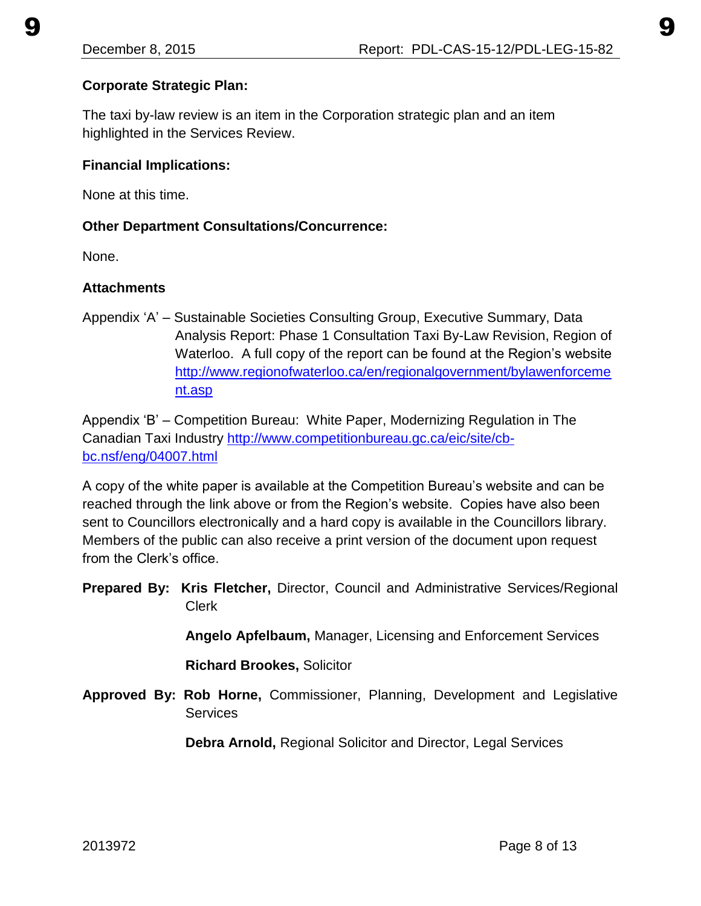**Corporate Strategic Plan:**

The taxi by-law review is an item in the Corporation strategic plan and an item highlighted in the Services Review.

**Financial Implications:**

None at this time.

**Other Department Consultations/Concurrence:**

None.

**Attachments**

Appendix 'A' – Sustainable Societies Consulting Group, Executive Summary, Data Analysis Report: Phase 1 Consultation Taxi By-Law Revision, Region of Waterloo. A full copy of the report can be found at the Region's website [http://www.regionofwaterloo.ca/en/regionalgovernment/bylawenforcement.asp](http://www.regionofwaterloo.ca/en/regionalgovernment/bylawenforcement.asp)

Appendix 'B' – Competition Bureau: White Paper, Modernizing Regulation in The Canadian Taxi Industry [http://www.competitionbureau.gc.ca/eic/site/cb-bc.nsf/eng/04007.html](http://www.competitionbureau.gc.ca/eic/site/cb-bc.nsf/eng/04007.html)

A copy of the white paper is available at the Competition Bureau's website and can be reached through the link above or from the Region's website. Copies have also been sent to Councillors electronically and a hard copy is available in the Councillors library. Members of the public can also receive a print version of the document upon request from the Clerk's office.

**Prepared By:** **Kris Fletcher,** Director, Council and Administrative Services/Regional Clerk

**Angelo Apfelbaum,** Manager, Licensing and Enforcement Services

**Richard Brookes,** Solicitor

**Approved By:** **Rob Horne,** Commissioner, Planning, Development and Legislative Services

**Debra Arnold,** Regional Solicitor and Director, Legal Services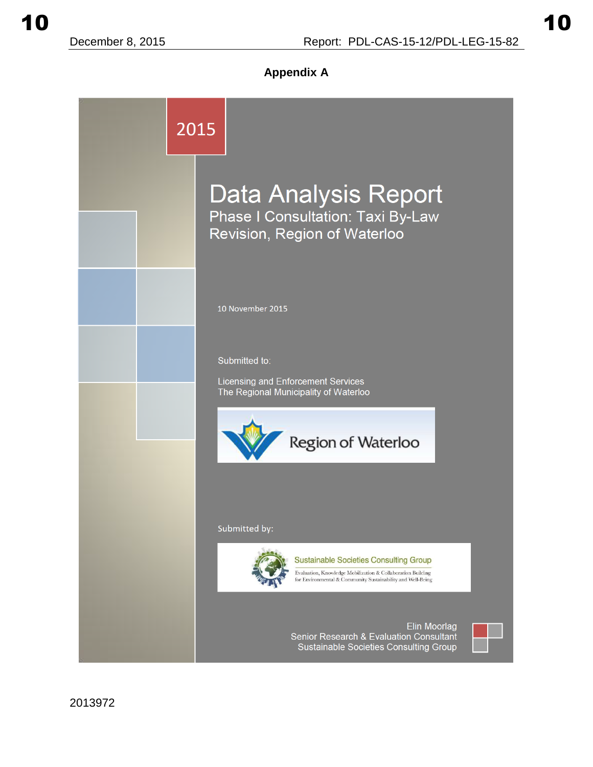## Appendix A

2015

# Data Analysis Report

## Phase I Consultation: Taxi By-Law Revision, Region of Waterloo

10 November 2015

Submitted to:

Licensing and Enforcement Services
The Regional Municipality of Waterloo

Region of Waterloo

Submitted by:

Sustainable Societies Consulting Group
Evaluation, Knowledge Mobilization & Collaboration Building for Environmental & Community Sustainability and Well-Being

Elin Moorlag
Senior Research & Evaluation Consultant
Sustainable Societies Consulting Group

2013972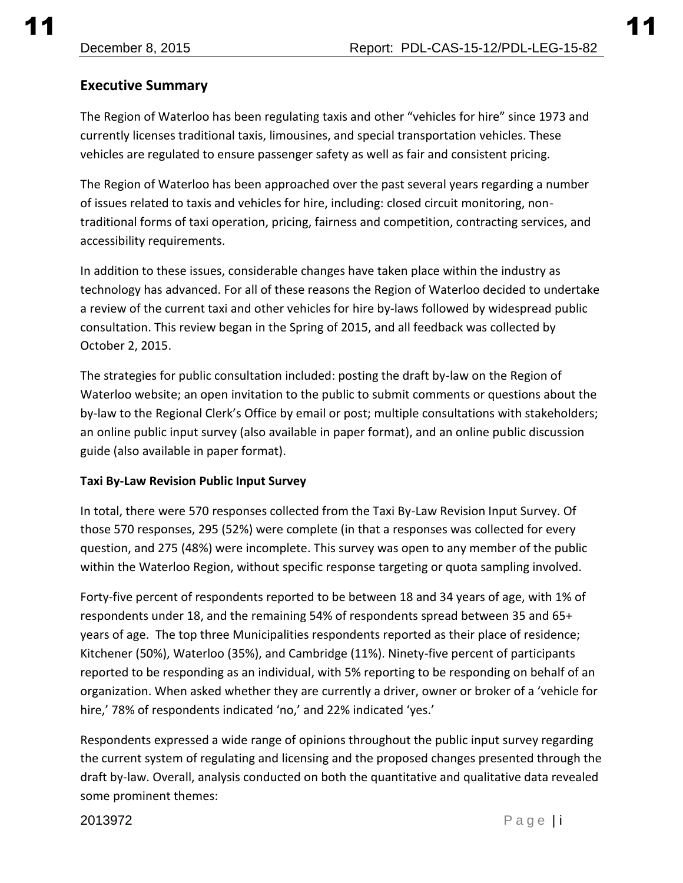## Executive Summary

The Region of Waterloo has been regulating taxis and other "vehicles for hire" since 1973 and currently licenses traditional taxis, limousines, and special transportation vehicles. These vehicles are regulated to ensure passenger safety as well as fair and consistent pricing.

The Region of Waterloo has been approached over the past several years regarding a number of issues related to taxis and vehicles for hire, including: closed circuit monitoring, non-traditional forms of taxi operation, pricing, fairness and competition, contracting services, and accessibility requirements.

In addition to these issues, considerable changes have taken place within the industry as technology has advanced. For all of these reasons the Region of Waterloo decided to undertake a review of the current taxi and other vehicles for hire by-laws followed by widespread public consultation. This review began in the Spring of 2015, and all feedback was collected by October 2, 2015.

The strategies for public consultation included: posting the draft by-law on the Region of Waterloo website; an open invitation to the public to submit comments or questions about the by-law to the Regional Clerk's Office by email or post; multiple consultations with stakeholders; an online public input survey (also available in paper format), and an online public discussion guide (also available in paper format).

**Taxi By-Law Revision Public Input Survey**

In total, there were 570 responses collected from the Taxi By-Law Revision Input Survey. Of those 570 responses, 295 (52%) were complete (in that a responses was collected for every question, and 275 (48%) were incomplete. This survey was open to any member of the public within the Waterloo Region, without specific response targeting or quota sampling involved.

Forty-five percent of respondents reported to be between 18 and 34 years of age, with 1% of respondents under 18, and the remaining 54% of respondents spread between 35 and 65+ years of age. The top three Municipalities respondents reported as their place of residence; Kitchener (50%), Waterloo (35%), and Cambridge (11%). Ninety-five percent of participants reported to be responding as an individual, with 5% reporting to be responding on behalf of an organization. When asked whether they are currently a driver, owner or broker of a 'vehicle for hire,' 78% of respondents indicated 'no,' and 22% indicated 'yes.'

Respondents expressed a wide range of opinions throughout the public input survey regarding the current system of regulating and licensing and the proposed changes presented through the draft by-law. Overall, analysis conducted on both the quantitative and qualitative data revealed some prominent themes: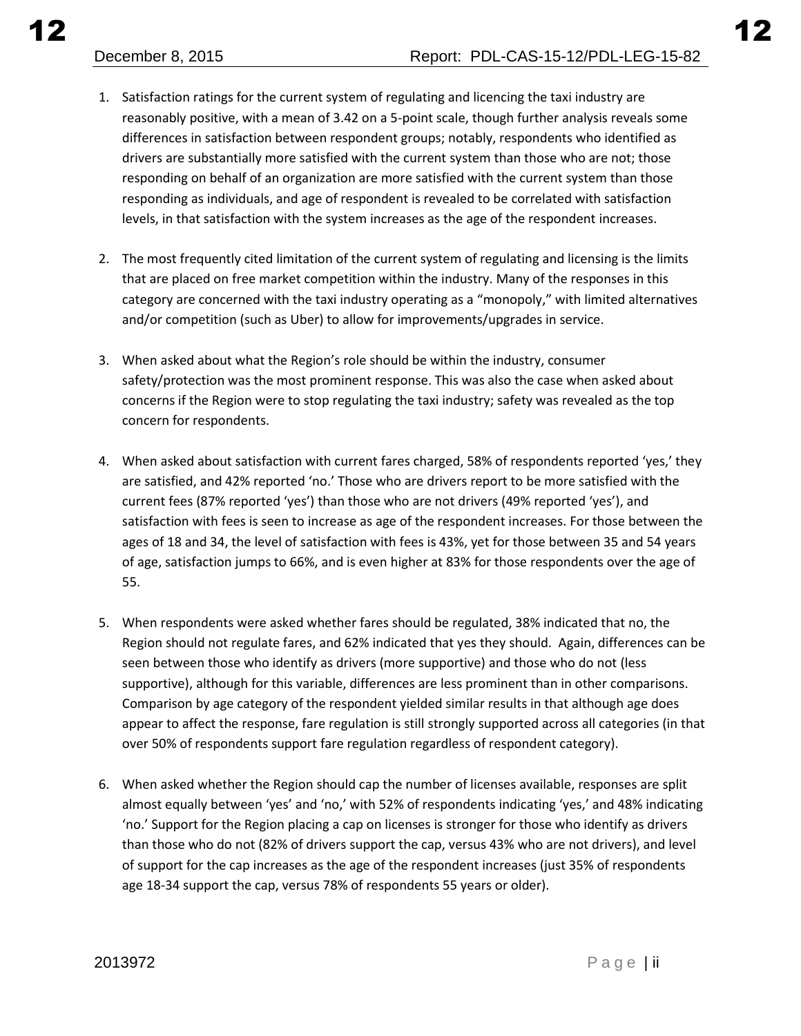1. Satisfaction ratings for the current system of regulating and licencing the taxi industry are reasonably positive, with a mean of 3.42 on a 5-point scale, though further analysis reveals some differences in satisfaction between respondent groups; notably, respondents who identified as drivers are substantially more satisfied with the current system than those who are not; those responding on behalf of an organization are more satisfied with the current system than those responding as individuals, and age of respondent is revealed to be correlated with satisfaction levels, in that satisfaction with the system increases as the age of the respondent increases.

2. The most frequently cited limitation of the current system of regulating and licensing is the limits that are placed on free market competition within the industry. Many of the responses in this category are concerned with the taxi industry operating as a "monopoly," with limited alternatives and/or competition (such as Uber) to allow for improvements/upgrades in service.

3. When asked about what the Region's role should be within the industry, consumer safety/protection was the most prominent response. This was also the case when asked about concerns if the Region were to stop regulating the taxi industry; safety was revealed as the top concern for respondents.

4. When asked about satisfaction with current fares charged, 58% of respondents reported 'yes,' they are satisfied, and 42% reported 'no.' Those who are drivers report to be more satisfied with the current fees (87% reported 'yes') than those who are not drivers (49% reported 'yes'), and satisfaction with fees is seen to increase as age of the respondent increases. For those between the ages of 18 and 34, the level of satisfaction with fees is 43%, yet for those between 35 and 54 years of age, satisfaction jumps to 66%, and is even higher at 83% for those respondents over the age of 55.

5. When respondents were asked whether fares should be regulated, 38% indicated that no, the Region should not regulate fares, and 62% indicated that yes they should. Again, differences can be seen between those who identify as drivers (more supportive) and those who do not (less supportive), although for this variable, differences are less prominent than in other comparisons. Comparison by age category of the respondent yielded similar results in that although age does appear to affect the response, fare regulation is still strongly supported across all categories (in that over 50% of respondents support fare regulation regardless of respondent category).

6. When asked whether the Region should cap the number of licenses available, responses are split almost equally between 'yes' and 'no,' with 52% of respondents indicating 'yes,' and 48% indicating 'no.' Support for the Region placing a cap on licenses is stronger for those who identify as drivers than those who do not (82% of drivers support the cap, versus 43% who are not drivers), and level of support for the cap increases as the age of the respondent increases (just 35% of respondents age 18-34 support the cap, versus 78% of respondents 55 years or older).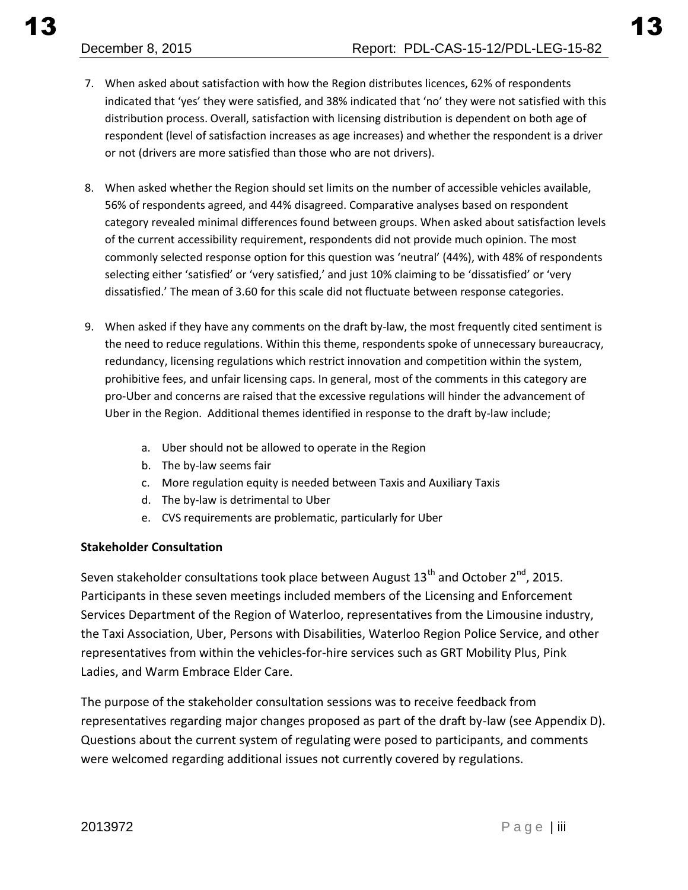7. When asked about satisfaction with how the Region distributes licences, 62% of respondents indicated that 'yes' they were satisfied, and 38% indicated that 'no' they were not satisfied with this distribution process. Overall, satisfaction with licensing distribution is dependent on both age of respondent (level of satisfaction increases as age increases) and whether the respondent is a driver or not (drivers are more satisfied than those who are not drivers).

8. When asked whether the Region should set limits on the number of accessible vehicles available, 56% of respondents agreed, and 44% disagreed. Comparative analyses based on respondent category revealed minimal differences found between groups. When asked about satisfaction levels of the current accessibility requirement, respondents did not provide much opinion. The most commonly selected response option for this question was 'neutral' (44%), with 48% of respondents selecting either 'satisfied' or 'very satisfied,' and just 10% claiming to be 'dissatisfied' or 'very dissatisfied.' The mean of 3.60 for this scale did not fluctuate between response categories.

9. When asked if they have any comments on the draft by-law, the most frequently cited sentiment is the need to reduce regulations. Within this theme, respondents spoke of unnecessary bureaucracy, redundancy, licensing regulations which restrict innovation and competition within the system, prohibitive fees, and unfair licensing caps. In general, most of the comments in this category are pro-Uber and concerns are raised that the excessive regulations will hinder the advancement of Uber in the Region. Additional themes identified in response to the draft by-law include;

   a. Uber should not be allowed to operate in the Region
   b. The by-law seems fair
   c. More regulation equity is needed between Taxis and Auxiliary Taxis
   d. The by-law is detrimental to Uber
   e. CVS requirements are problematic, particularly for Uber

**Stakeholder Consultation**

Seven stakeholder consultations took place between August 13th and October 2nd, 2015. Participants in these seven meetings included members of the Licensing and Enforcement Services Department of the Region of Waterloo, representatives from the Limousine industry, the Taxi Association, Uber, Persons with Disabilities, Waterloo Region Police Service, and other representatives from within the vehicles-for-hire services such as GRT Mobility Plus, Pink Ladies, and Warm Embrace Elder Care.

The purpose of the stakeholder consultation sessions was to receive feedback from representatives regarding major changes proposed as part of the draft by-law (see Appendix D). Questions about the current system of regulating were posed to participants, and comments were welcomed regarding additional issues not currently covered by regulations.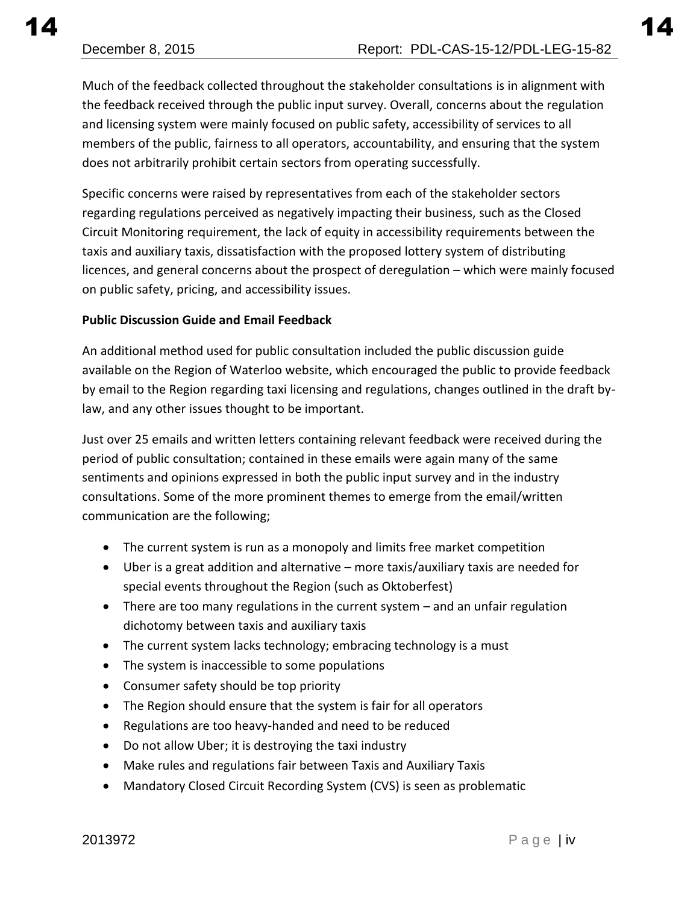Much of the feedback collected throughout the stakeholder consultations is in alignment with the feedback received through the public input survey. Overall, concerns about the regulation and licensing system were mainly focused on public safety, accessibility of services to all members of the public, fairness to all operators, accountability, and ensuring that the system does not arbitrarily prohibit certain sectors from operating successfully.

Specific concerns were raised by representatives from each of the stakeholder sectors regarding regulations perceived as negatively impacting their business, such as the Closed Circuit Monitoring requirement, the lack of equity in accessibility requirements between the taxis and auxiliary taxis, dissatisfaction with the proposed lottery system of distributing licences, and general concerns about the prospect of deregulation – which were mainly focused on public safety, pricing, and accessibility issues.

**Public Discussion Guide and Email Feedback**

An additional method used for public consultation included the public discussion guide available on the Region of Waterloo website, which encouraged the public to provide feedback by email to the Region regarding taxi licensing and regulations, changes outlined in the draft by-law, and any other issues thought to be important.

Just over 25 emails and written letters containing relevant feedback were received during the period of public consultation; contained in these emails were again many of the same sentiments and opinions expressed in both the public input survey and in the industry consultations. Some of the more prominent themes to emerge from the email/written communication are the following;

- The current system is run as a monopoly and limits free market competition
- Uber is a great addition and alternative – more taxis/auxiliary taxis are needed for special events throughout the Region (such as Oktoberfest)
- There are too many regulations in the current system – and an unfair regulation dichotomy between taxis and auxiliary taxis
- The current system lacks technology; embracing technology is a must
- The system is inaccessible to some populations
- Consumer safety should be top priority
- The Region should ensure that the system is fair for all operators
- Regulations are too heavy-handed and need to be reduced
- Do not allow Uber; it is destroying the taxi industry
- Make rules and regulations fair between Taxis and Auxiliary Taxis
- Mandatory Closed Circuit Recording System (CVS) is seen as problematic